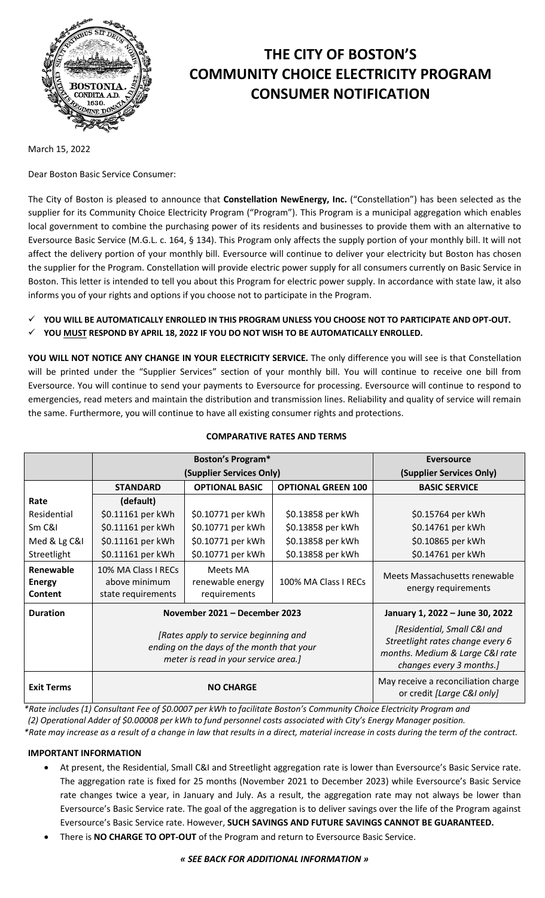# THE CITY OF BOSTON'S COMMUNITY CHOICE ELECTRICITY PROGRAM CONSUMER NOTIFICATION

March 15, 2022

Dear Boston Basic Service Consumer:

The City of Boston is pleased to announce that **Constellation NewEnergy, Inc.** ("Constellation") has been selected as the supplier for its Community Choice Electricity Program ("Program"). This Program is a municipal aggregation which enables local government to combine the purchasing power of its residents and businesses to provide them with an alternative to Eversource Basic Service (M.G.L. c. 164, § 134). This Program only affects the supply portion of your monthly bill. It will not affect the delivery portion of your monthly bill. Eversource will continue to deliver your electricity but Boston has chosen the supplier for the Program. Constellation will provide electric power supply for all consumers currently on Basic Service in Boston. This letter is intended to tell you about this Program for electric power supply. In accordance with state law, it also informs you of your rights and options if you choose not to participate in the Program.

- ✓ **YOU WILL BE AUTOMATICALLY ENROLLED IN THIS PROGRAM UNLESS YOU CHOOSE NOT TO PARTICIPATE AND OPT-OUT.**
- ✓ **YOU <u>MUST</u> RESPOND BY APRIL 18, 2022 IF YOU DO NOT WISH TO BE AUTOMATICALLY ENROLLED.**

**YOU WILL NOT NOTICE ANY CHANGE IN YOUR ELECTRICITY SERVICE.** The only difference you will see is that Constellation will be printed under the "Supplier Services" section of your monthly bill. You will continue to receive one bill from Eversource. You will continue to send your payments to Eversource for processing. Eversource will continue to respond to emergencies, read meters and maintain the distribution and transmission lines. Reliability and quality of service will remain the same. Furthermore, you will continue to have all existing consumer rights and protections.

**COMPARATIVE RATES AND TERMS**

| | **Boston's Program*** **(Supplier Services Only)** | | | **Eversource (Supplier Services Only)** |
|---|---|---|---|---|
| | **STANDARD** | **OPTIONAL BASIC** | **OPTIONAL GREEN 100** | **BASIC SERVICE** |
| **Rate** | **(default)** | | | |
| Residential | $0.11161 per kWh | $0.10771 per kWh | $0.13858 per kWh | $0.15764 per kWh |
| Sm C&I | $0.11161 per kWh | $0.10771 per kWh | $0.13858 per kWh | $0.14761 per kWh |
| Med & Lg C&I | $0.11161 per kWh | $0.10771 per kWh | $0.13858 per kWh | $0.10865 per kWh |
| Streetlight | $0.11161 per kWh | $0.10771 per kWh | $0.13858 per kWh | $0.14761 per kWh |
| **Renewable Energy Content** | 10% MA Class I RECs above minimum state requirements | Meets MA renewable energy requirements | 100% MA Class I RECs | Meets Massachusetts renewable energy requirements |
| **Duration** | **November 2021 – December 2023** *[Rates apply to service beginning and ending on the days of the month that your meter is read in your service area.]* | | | **January 1, 2022 – June 30, 2022** *[Residential, Small C&I and Streetlight rates change every 6 months. Medium & Large C&I rate changes every 3 months.]* |
| **Exit Terms** | **NO CHARGE** | | | May receive a reconciliation charge or credit *[Large C&I only]* |

*\*Rate includes (1) Consultant Fee of $0.0007 per kWh to facilitate Boston's Community Choice Electricity Program and (2) Operational Adder of $0.00008 per kWh to fund personnel costs associated with City's Energy Manager position.*
*\*Rate may increase as a result of a change in law that results in a direct, material increase in costs during the term of the contract.*

**IMPORTANT INFORMATION**

- At present, the Residential, Small C&I and Streetlight aggregation rate is lower than Eversource's Basic Service rate. The aggregation rate is fixed for 25 months (November 2021 to December 2023) while Eversource's Basic Service rate changes twice a year, in January and July. As a result, the aggregation rate may not always be lower than Eversource's Basic Service rate. The goal of the aggregation is to deliver savings over the life of the Program against Eversource's Basic Service rate. However, **SUCH SAVINGS AND FUTURE SAVINGS CANNOT BE GUARANTEED.**
- There is **NO CHARGE TO OPT-OUT** of the Program and return to Eversource Basic Service.

***« SEE BACK FOR ADDITIONAL INFORMATION »***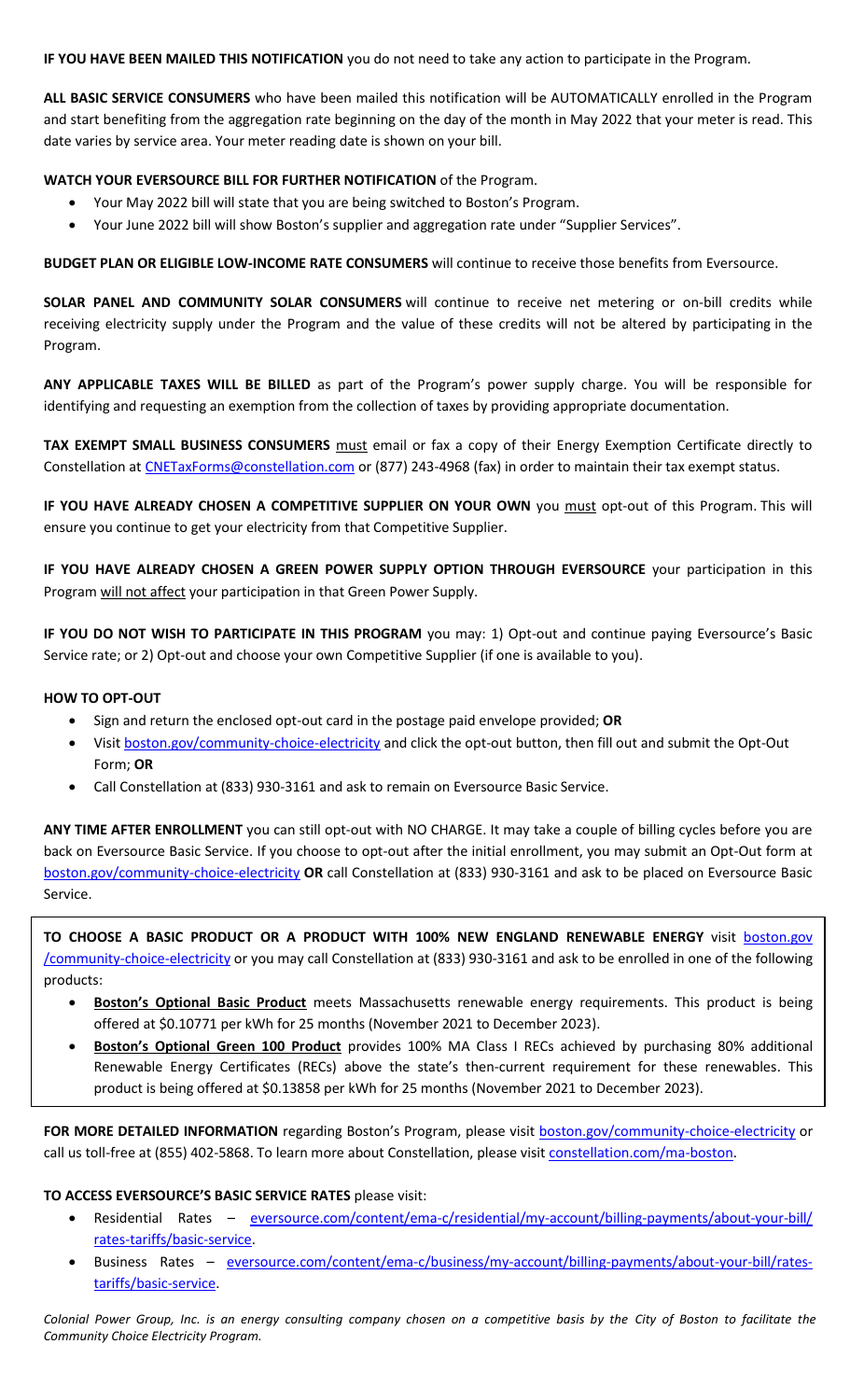**IF YOU HAVE BEEN MAILED THIS NOTIFICATION** you do not need to take any action to participate in the Program.

**ALL BASIC SERVICE CONSUMERS** who have been mailed this notification will be AUTOMATICALLY enrolled in the Program and start benefiting from the aggregation rate beginning on the day of the month in May 2022 that your meter is read. This date varies by service area. Your meter reading date is shown on your bill.

**WATCH YOUR EVERSOURCE BILL FOR FURTHER NOTIFICATION** of the Program.

- Your May 2022 bill will state that you are being switched to Boston's Program.
- Your June 2022 bill will show Boston's supplier and aggregation rate under "Supplier Services".

**BUDGET PLAN OR ELIGIBLE LOW-INCOME RATE CONSUMERS** will continue to receive those benefits from Eversource.

**SOLAR PANEL AND COMMUNITY SOLAR CONSUMERS** will continue to receive net metering or on-bill credits while receiving electricity supply under the Program and the value of these credits will not be altered by participating in the Program.

**ANY APPLICABLE TAXES WILL BE BILLED** as part of the Program's power supply charge. You will be responsible for identifying and requesting an exemption from the collection of taxes by providing appropriate documentation.

**TAX EXEMPT SMALL BUSINESS CONSUMERS** must email or fax a copy of their Energy Exemption Certificate directly to Constellation at CNETaxForms@constellation.com or (877) 243-4968 (fax) in order to maintain their tax exempt status.

**IF YOU HAVE ALREADY CHOSEN A COMPETITIVE SUPPLIER ON YOUR OWN** you must opt-out of this Program. This will ensure you continue to get your electricity from that Competitive Supplier.

**IF YOU HAVE ALREADY CHOSEN A GREEN POWER SUPPLY OPTION THROUGH EVERSOURCE** your participation in this Program will not affect your participation in that Green Power Supply.

**IF YOU DO NOT WISH TO PARTICIPATE IN THIS PROGRAM** you may: 1) Opt-out and continue paying Eversource's Basic Service rate; or 2) Opt-out and choose your own Competitive Supplier (if one is available to you).

**HOW TO OPT-OUT**

- Sign and return the enclosed opt-out card in the postage paid envelope provided; **OR**
- Visit boston.gov/community-choice-electricity and click the opt-out button, then fill out and submit the Opt-Out Form; **OR**
- Call Constellation at (833) 930-3161 and ask to remain on Eversource Basic Service.

**ANY TIME AFTER ENROLLMENT** you can still opt-out with NO CHARGE. It may take a couple of billing cycles before you are back on Eversource Basic Service. If you choose to opt-out after the initial enrollment, you may submit an Opt-Out form at boston.gov/community-choice-electricity **OR** call Constellation at (833) 930-3161 and ask to be placed on Eversource Basic Service.

**TO CHOOSE A BASIC PRODUCT OR A PRODUCT WITH 100% NEW ENGLAND RENEWABLE ENERGY** visit boston.gov/community-choice-electricity or you may call Constellation at (833) 930-3161 and ask to be enrolled in one of the following products:

- **Boston's Optional Basic Product** meets Massachusetts renewable energy requirements. This product is being offered at $0.10771 per kWh for 25 months (November 2021 to December 2023).
- **Boston's Optional Green 100 Product** provides 100% MA Class I RECs achieved by purchasing 80% additional Renewable Energy Certificates (RECs) above the state's then-current requirement for these renewables. This product is being offered at $0.13858 per kWh for 25 months (November 2021 to December 2023).

**FOR MORE DETAILED INFORMATION** regarding Boston's Program, please visit boston.gov/community-choice-electricity or call us toll-free at (855) 402-5868. To learn more about Constellation, please visit constellation.com/ma-boston.

**TO ACCESS EVERSOURCE'S BASIC SERVICE RATES** please visit:

- Residential Rates – eversource.com/content/ema-c/residential/my-account/billing-payments/about-your-bill/rates-tariffs/basic-service.
- Business Rates – eversource.com/content/ema-c/business/my-account/billing-payments/about-your-bill/rates-tariffs/basic-service.

*Colonial Power Group, Inc. is an energy consulting company chosen on a competitive basis by the City of Boston to facilitate the Community Choice Electricity Program.*